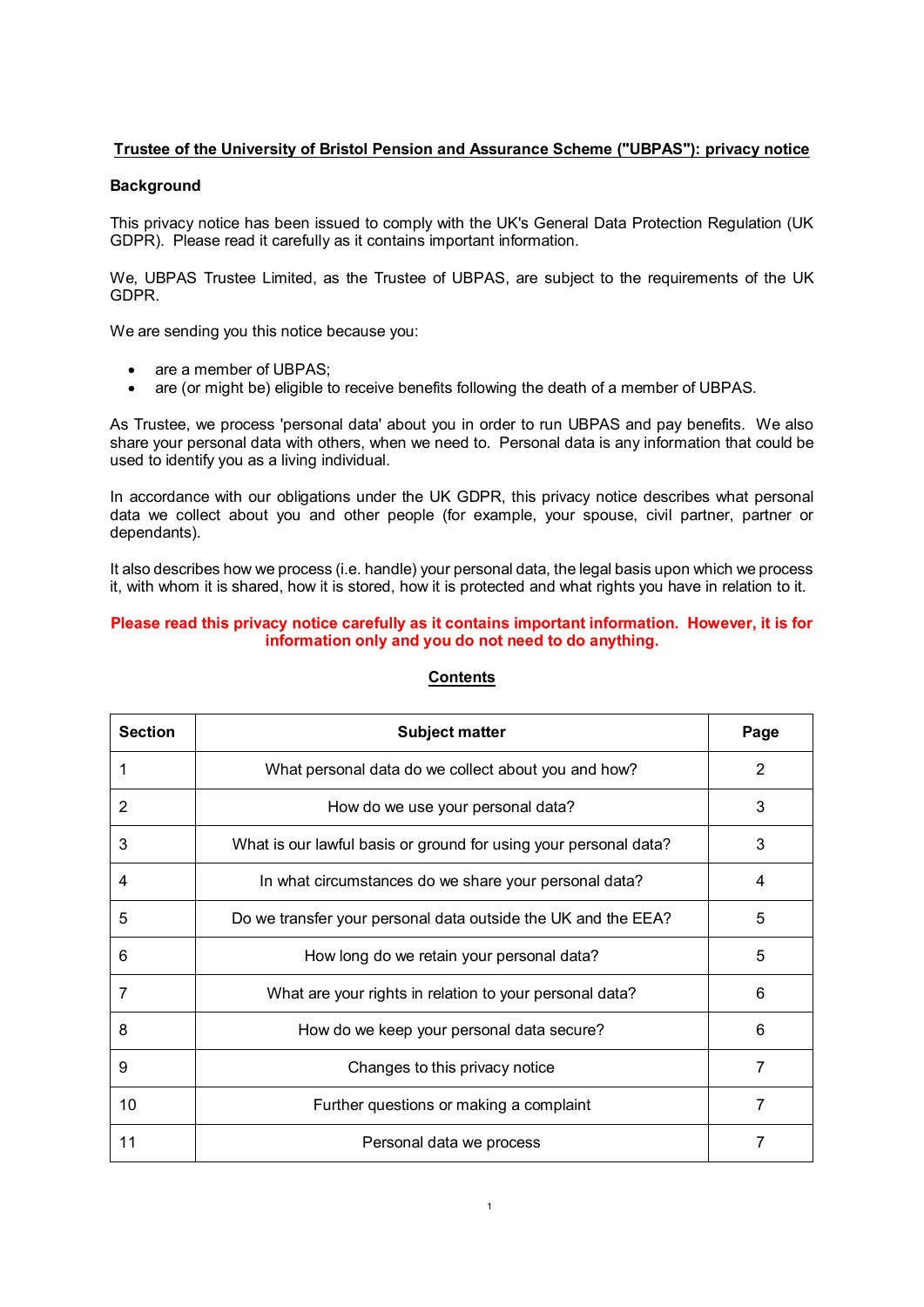# Trustee of the University of Bristol Pension and Assurance Scheme ("UBPAS"): privacy notice

## Background

This privacy notice has been issued to comply with the UK's General Data Protection Regulation (UK GDPR). Please read it carefully as it contains important information.

We, UBPAS Trustee Limited, as the Trustee of UBPAS, are subject to the requirements of the UK GDPR.

We are sending you this notice because you:

- are a member of UBPAS;
- are (or might be) eligible to receive benefits following the death of a member of UBPAS.

As Trustee, we process 'personal data' about you in order to run UBPAS and pay benefits. We also share your personal data with others, when we need to. Personal data is any information that could be used to identify you as a living individual.

In accordance with our obligations under the UK GDPR, this privacy notice describes what personal data we collect about you and other people (for example, your spouse, civil partner, partner or dependants).

It also describes how we process (i.e. handle) your personal data, the legal basis upon which we process it, with whom it is shared, how it is stored, how it is protected and what rights you have in relation to it.

**Please read this privacy notice carefully as it contains important information. However, it is for information only and you do not need to do anything.**

## Contents

| Section | Subject matter | Page |
|---|---|---|
| 1 | What personal data do we collect about you and how? | 2 |
| 2 | How do we use your personal data? | 3 |
| 3 | What is our lawful basis or ground for using your personal data? | 3 |
| 4 | In what circumstances do we share your personal data? | 4 |
| 5 | Do we transfer your personal data outside the UK and the EEA? | 5 |
| 6 | How long do we retain your personal data? | 5 |
| 7 | What are your rights in relation to your personal data? | 6 |
| 8 | How do we keep your personal data secure? | 6 |
| 9 | Changes to this privacy notice | 7 |
| 10 | Further questions or making a complaint | 7 |
| 11 | Personal data we process | 7 |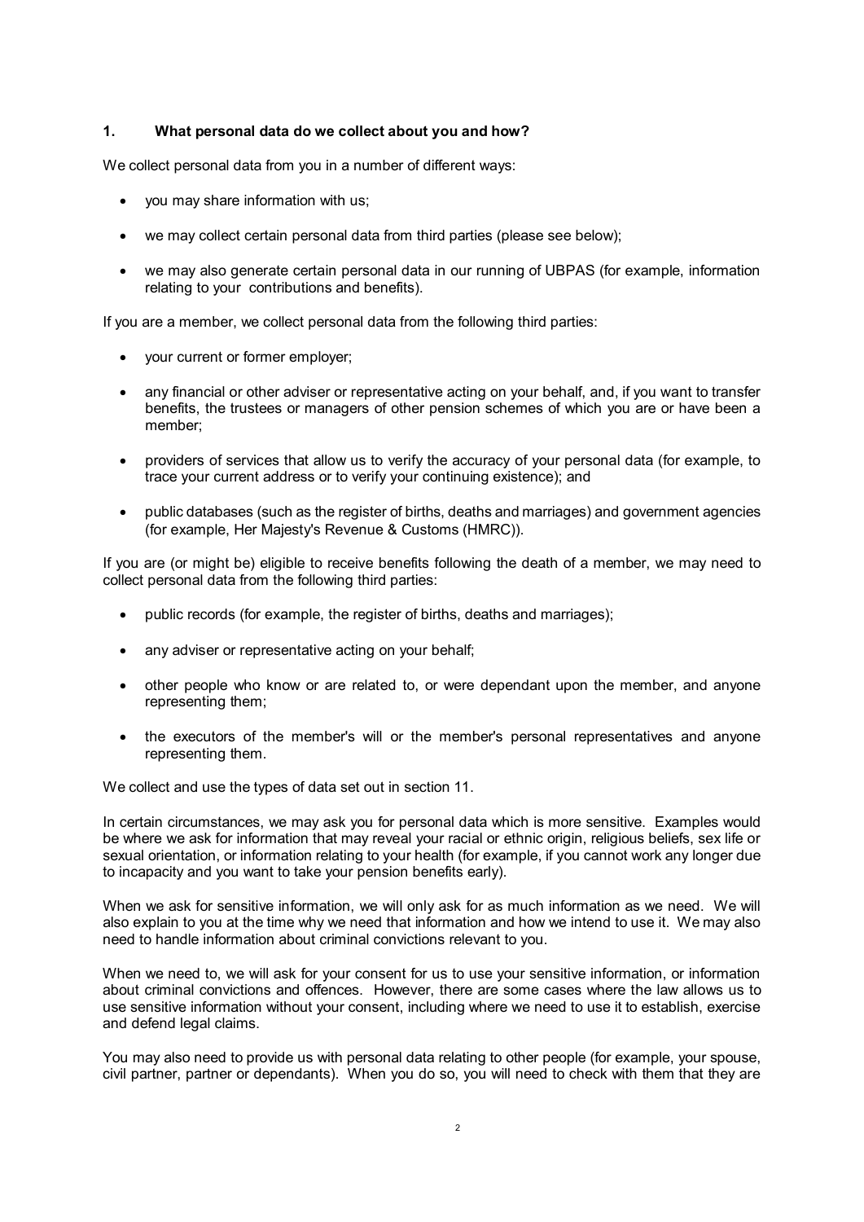## 1. What personal data do we collect about you and how?

We collect personal data from you in a number of different ways:

- you may share information with us;
- we may collect certain personal data from third parties (please see below);
- we may also generate certain personal data in our running of UBPAS (for example, information relating to your contributions and benefits).

If you are a member, we collect personal data from the following third parties:

- your current or former employer;
- any financial or other adviser or representative acting on your behalf, and, if you want to transfer benefits, the trustees or managers of other pension schemes of which you are or have been a member;
- providers of services that allow us to verify the accuracy of your personal data (for example, to trace your current address or to verify your continuing existence); and
- public databases (such as the register of births, deaths and marriages) and government agencies (for example, Her Majesty's Revenue & Customs (HMRC)).

If you are (or might be) eligible to receive benefits following the death of a member, we may need to collect personal data from the following third parties:

- public records (for example, the register of births, deaths and marriages);
- any adviser or representative acting on your behalf;
- other people who know or are related to, or were dependant upon the member, and anyone representing them;
- the executors of the member's will or the member's personal representatives and anyone representing them.

We collect and use the types of data set out in section 11.

In certain circumstances, we may ask you for personal data which is more sensitive. Examples would be where we ask for information that may reveal your racial or ethnic origin, religious beliefs, sex life or sexual orientation, or information relating to your health (for example, if you cannot work any longer due to incapacity and you want to take your pension benefits early).

When we ask for sensitive information, we will only ask for as much information as we need. We will also explain to you at the time why we need that information and how we intend to use it. We may also need to handle information about criminal convictions relevant to you.

When we need to, we will ask for your consent for us to use your sensitive information, or information about criminal convictions and offences. However, there are some cases where the law allows us to use sensitive information without your consent, including where we need to use it to establish, exercise and defend legal claims.

You may also need to provide us with personal data relating to other people (for example, your spouse, civil partner, partner or dependants). When you do so, you will need to check with them that they are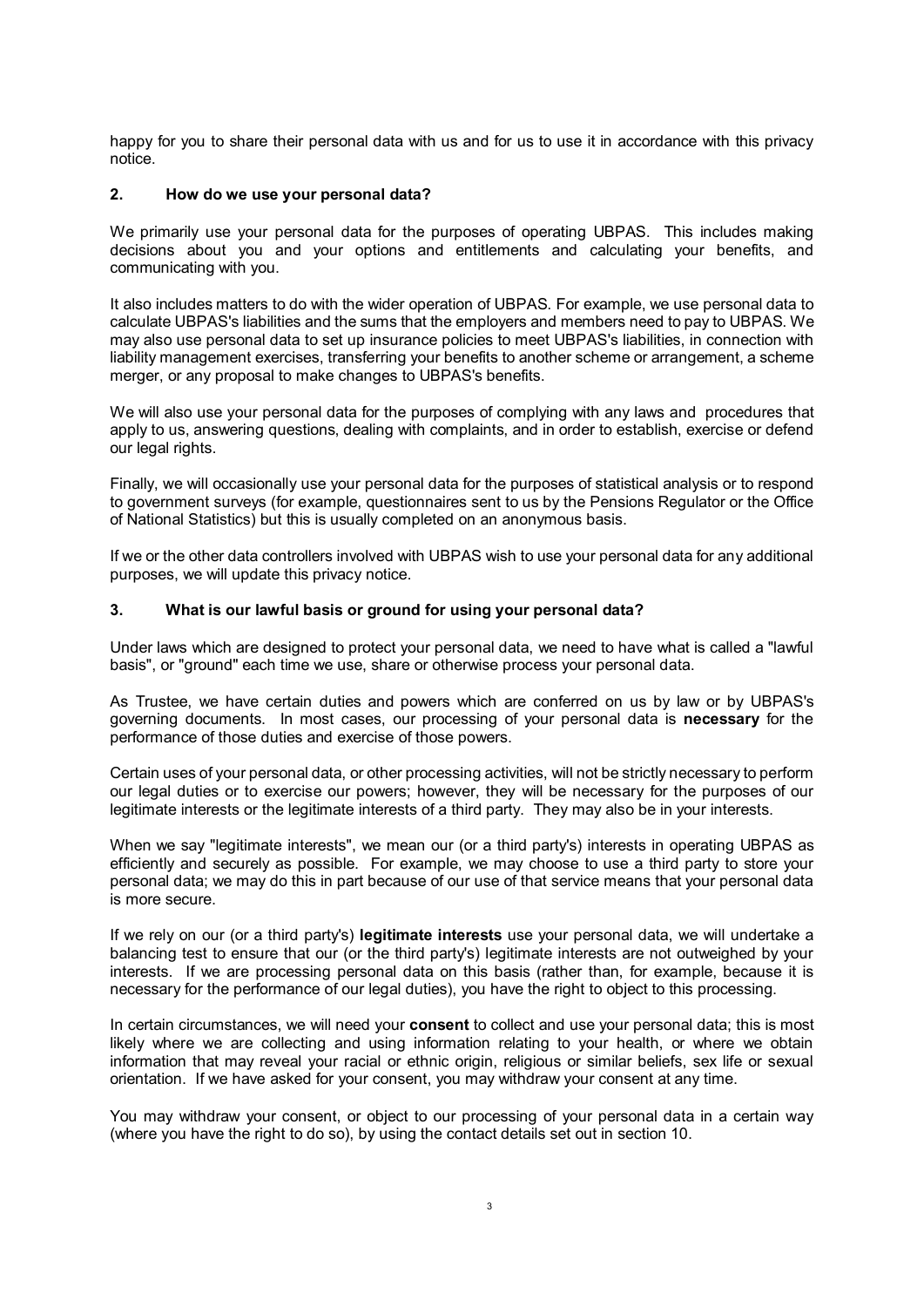happy for you to share their personal data with us and for us to use it in accordance with this privacy notice.

## 2. How do we use your personal data?

We primarily use your personal data for the purposes of operating UBPAS. This includes making decisions about you and your options and entitlements and calculating your benefits, and communicating with you.

It also includes matters to do with the wider operation of UBPAS. For example, we use personal data to calculate UBPAS's liabilities and the sums that the employers and members need to pay to UBPAS. We may also use personal data to set up insurance policies to meet UBPAS's liabilities, in connection with liability management exercises, transferring your benefits to another scheme or arrangement, a scheme merger, or any proposal to make changes to UBPAS's benefits.

We will also use your personal data for the purposes of complying with any laws and procedures that apply to us, answering questions, dealing with complaints, and in order to establish, exercise or defend our legal rights.

Finally, we will occasionally use your personal data for the purposes of statistical analysis or to respond to government surveys (for example, questionnaires sent to us by the Pensions Regulator or the Office of National Statistics) but this is usually completed on an anonymous basis.

If we or the other data controllers involved with UBPAS wish to use your personal data for any additional purposes, we will update this privacy notice.

## 3. What is our lawful basis or ground for using your personal data?

Under laws which are designed to protect your personal data, we need to have what is called a "lawful basis", or "ground" each time we use, share or otherwise process your personal data.

As Trustee, we have certain duties and powers which are conferred on us by law or by UBPAS's governing documents. In most cases, our processing of your personal data is **necessary** for the performance of those duties and exercise of those powers.

Certain uses of your personal data, or other processing activities, will not be strictly necessary to perform our legal duties or to exercise our powers; however, they will be necessary for the purposes of our legitimate interests or the legitimate interests of a third party. They may also be in your interests.

When we say "legitimate interests", we mean our (or a third party's) interests in operating UBPAS as efficiently and securely as possible. For example, we may choose to use a third party to store your personal data; we may do this in part because of our use of that service means that your personal data is more secure.

If we rely on our (or a third party's) **legitimate interests** use your personal data, we will undertake a balancing test to ensure that our (or the third party's) legitimate interests are not outweighed by your interests. If we are processing personal data on this basis (rather than, for example, because it is necessary for the performance of our legal duties), you have the right to object to this processing.

In certain circumstances, we will need your **consent** to collect and use your personal data; this is most likely where we are collecting and using information relating to your health, or where we obtain information that may reveal your racial or ethnic origin, religious or similar beliefs, sex life or sexual orientation. If we have asked for your consent, you may withdraw your consent at any time.

You may withdraw your consent, or object to our processing of your personal data in a certain way (where you have the right to do so), by using the contact details set out in section 10.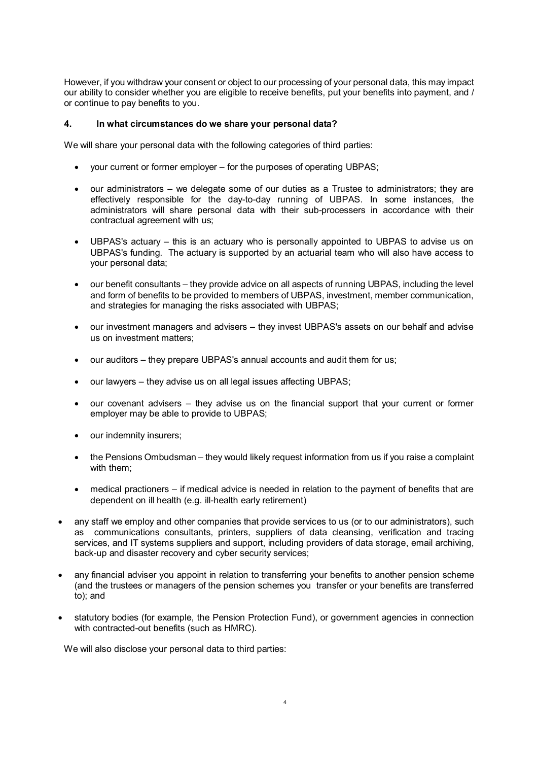However, if you withdraw your consent or object to our processing of your personal data, this may impact our ability to consider whether you are eligible to receive benefits, put your benefits into payment, and / or continue to pay benefits to you.

## 4. In what circumstances do we share your personal data?

We will share your personal data with the following categories of third parties:

- your current or former employer – for the purposes of operating UBPAS;
- our administrators – we delegate some of our duties as a Trustee to administrators; they are effectively responsible for the day-to-day running of UBPAS. In some instances, the administrators will share personal data with their sub-processers in accordance with their contractual agreement with us;
- UBPAS's actuary – this is an actuary who is personally appointed to UBPAS to advise us on UBPAS's funding. The actuary is supported by an actuarial team who will also have access to your personal data;
- our benefit consultants – they provide advice on all aspects of running UBPAS, including the level and form of benefits to be provided to members of UBPAS, investment, member communication, and strategies for managing the risks associated with UBPAS;
- our investment managers and advisers – they invest UBPAS's assets on our behalf and advise us on investment matters;
- our auditors – they prepare UBPAS's annual accounts and audit them for us;
- our lawyers – they advise us on all legal issues affecting UBPAS;
- our covenant advisers – they advise us on the financial support that your current or former employer may be able to provide to UBPAS;
- our indemnity insurers;
- the Pensions Ombudsman – they would likely request information from us if you raise a complaint with them;
- medical practioners – if medical advice is needed in relation to the payment of benefits that are dependent on ill health (e.g. ill-health early retirement)
- any staff we employ and other companies that provide services to us (or to our administrators), such as communications consultants, printers, suppliers of data cleansing, verification and tracing services, and IT systems suppliers and support, including providers of data storage, email archiving, back-up and disaster recovery and cyber security services;
- any financial adviser you appoint in relation to transferring your benefits to another pension scheme (and the trustees or managers of the pension schemes you transfer or your benefits are transferred to); and
- statutory bodies (for example, the Pension Protection Fund), or government agencies in connection with contracted-out benefits (such as HMRC).

We will also disclose your personal data to third parties: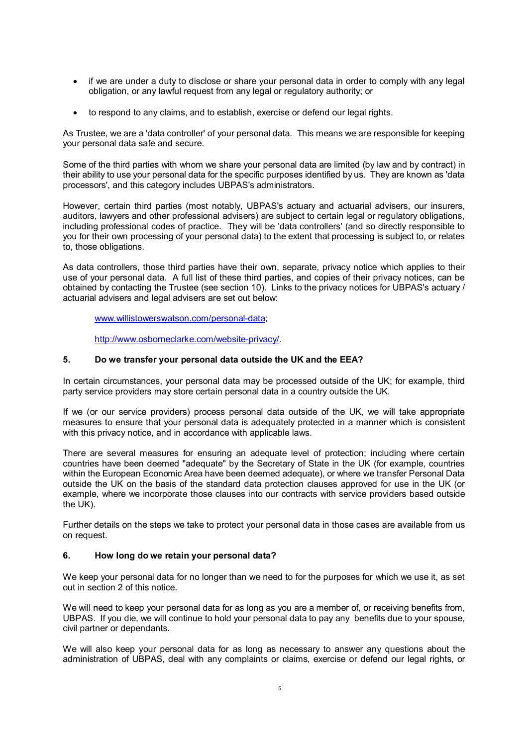- if we are under a duty to disclose or share your personal data in order to comply with any legal obligation, or any lawful request from any legal or regulatory authority; or
- to respond to any claims, and to establish, exercise or defend our legal rights.

As Trustee, we are a 'data controller' of your personal data. This means we are responsible for keeping your personal data safe and secure.

Some of the third parties with whom we share your personal data are limited (by law and by contract) in their ability to use your personal data for the specific purposes identified by us. They are known as 'data processors', and this category includes UBPAS's administrators.

However, certain third parties (most notably, UBPAS's actuary and actuarial advisers, our insurers, auditors, lawyers and other professional advisers) are subject to certain legal or regulatory obligations, including professional codes of practice. They will be 'data controllers' (and so directly responsible to you for their own processing of your personal data) to the extent that processing is subject to, or relates to, those obligations.

As data controllers, those third parties have their own, separate, privacy notice which applies to their use of your personal data. A full list of these third parties, and copies of their privacy notices, can be obtained by contacting the Trustee (see section 10). Links to the privacy notices for UBPAS's actuary / actuarial advisers and legal advisers are set out below:

> [www.willistowerswatson.com/personal-data](www.willistowerswatson.com/personal-data);
>
> [http://www.osborneclarke.com/website-privacy/](http://www.osborneclarke.com/website-privacy/).

### 5. Do we transfer your personal data outside the UK and the EEA?

In certain circumstances, your personal data may be processed outside of the UK; for example, third party service providers may store certain personal data in a country outside the UK.

If we (or our service providers) process personal data outside of the UK, we will take appropriate measures to ensure that your personal data is adequately protected in a manner which is consistent with this privacy notice, and in accordance with applicable laws.

There are several measures for ensuring an adequate level of protection; including where certain countries have been deemed "adequate" by the Secretary of State in the UK (for example, countries within the European Economic Area have been deemed adequate), or where we transfer Personal Data outside the UK on the basis of the standard data protection clauses approved for use in the UK (or example, where we incorporate those clauses into our contracts with service providers based outside the UK).

Further details on the steps we take to protect your personal data in those cases are available from us on request.

### 6. How long do we retain your personal data?

We keep your personal data for no longer than we need to for the purposes for which we use it, as set out in section 2 of this notice.

We will need to keep your personal data for as long as you are a member of, or receiving benefits from, UBPAS. If you die, we will continue to hold your personal data to pay any benefits due to your spouse, civil partner or dependants.

We will also keep your personal data for as long as necessary to answer any questions about the administration of UBPAS, deal with any complaints or claims, exercise or defend our legal rights, or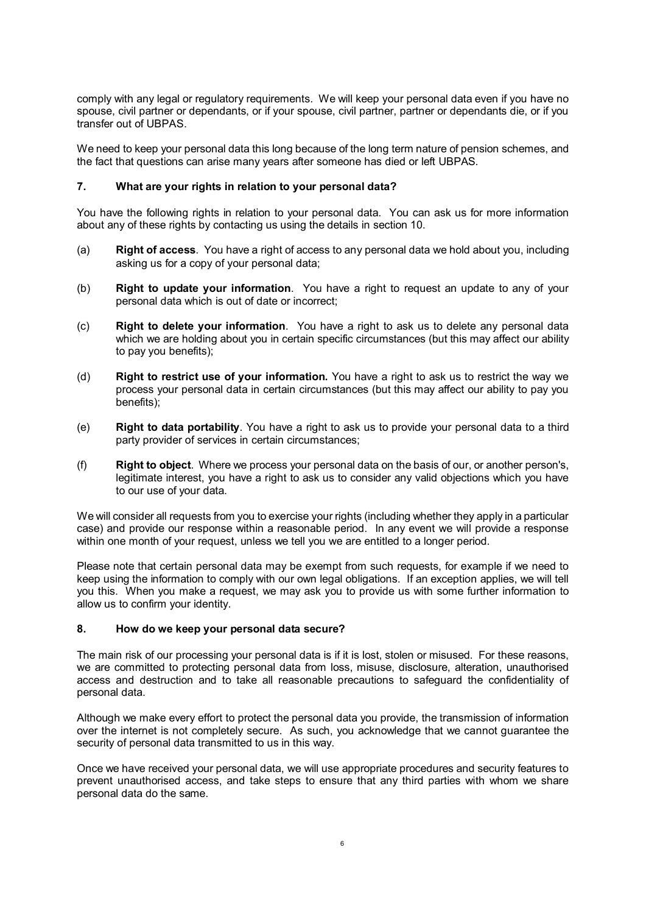comply with any legal or regulatory requirements. We will keep your personal data even if you have no spouse, civil partner or dependants, or if your spouse, civil partner, partner or dependants die, or if you transfer out of UBPAS.

We need to keep your personal data this long because of the long term nature of pension schemes, and the fact that questions can arise many years after someone has died or left UBPAS.

## 7. What are your rights in relation to your personal data?

You have the following rights in relation to your personal data. You can ask us for more information about any of these rights by contacting us using the details in section 10.

(a) **Right of access**. You have a right of access to any personal data we hold about you, including asking us for a copy of your personal data;

(b) **Right to update your information**. You have a right to request an update to any of your personal data which is out of date or incorrect;

(c) **Right to delete your information**. You have a right to ask us to delete any personal data which we are holding about you in certain specific circumstances (but this may affect our ability to pay you benefits);

(d) **Right to restrict use of your information.** You have a right to ask us to restrict the way we process your personal data in certain circumstances (but this may affect our ability to pay you benefits);

(e) **Right to data portability**. You have a right to ask us to provide your personal data to a third party provider of services in certain circumstances;

(f) **Right to object**. Where we process your personal data on the basis of our, or another person's, legitimate interest, you have a right to ask us to consider any valid objections which you have to our use of your data.

We will consider all requests from you to exercise your rights (including whether they apply in a particular case) and provide our response within a reasonable period. In any event we will provide a response within one month of your request, unless we tell you we are entitled to a longer period.

Please note that certain personal data may be exempt from such requests, for example if we need to keep using the information to comply with our own legal obligations. If an exception applies, we will tell you this. When you make a request, we may ask you to provide us with some further information to allow us to confirm your identity.

## 8. How do we keep your personal data secure?

The main risk of our processing your personal data is if it is lost, stolen or misused. For these reasons, we are committed to protecting personal data from loss, misuse, disclosure, alteration, unauthorised access and destruction and to take all reasonable precautions to safeguard the confidentiality of personal data.

Although we make every effort to protect the personal data you provide, the transmission of information over the internet is not completely secure. As such, you acknowledge that we cannot guarantee the security of personal data transmitted to us in this way.

Once we have received your personal data, we will use appropriate procedures and security features to prevent unauthorised access, and take steps to ensure that any third parties with whom we share personal data do the same.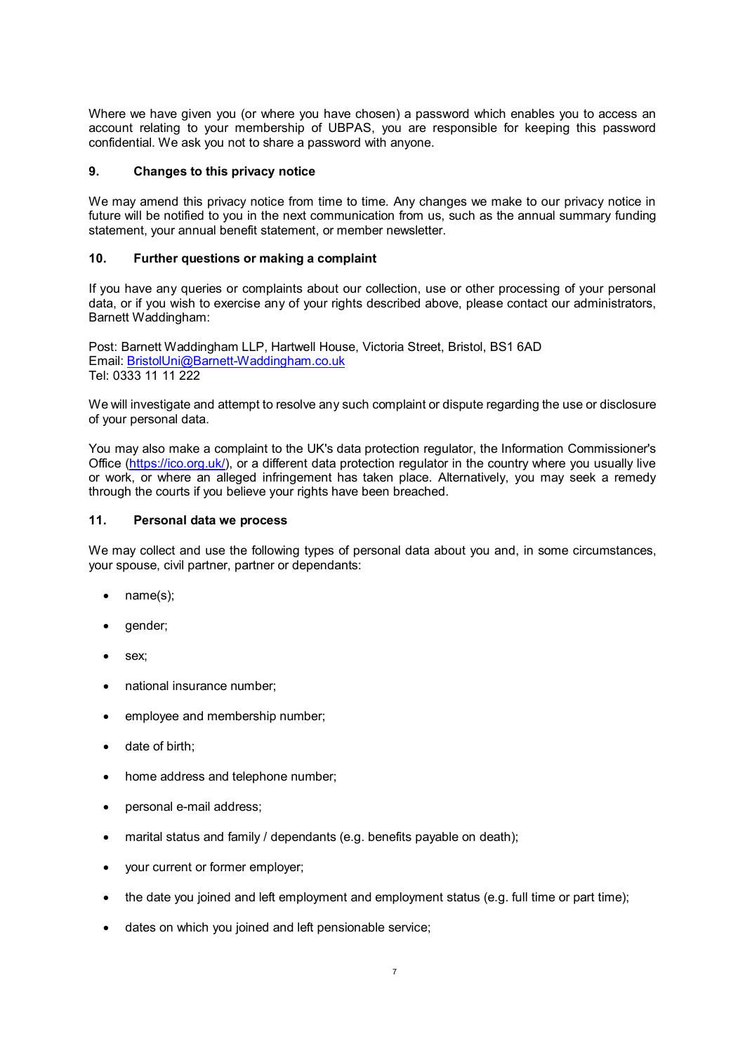Where we have given you (or where you have chosen) a password which enables you to access an account relating to your membership of UBPAS, you are responsible for keeping this password confidential. We ask you not to share a password with anyone.

## 9. Changes to this privacy notice

We may amend this privacy notice from time to time. Any changes we make to our privacy notice in future will be notified to you in the next communication from us, such as the annual summary funding statement, your annual benefit statement, or member newsletter.

## 10. Further questions or making a complaint

If you have any queries or complaints about our collection, use or other processing of your personal data, or if you wish to exercise any of your rights described above, please contact our administrators, Barnett Waddingham:

Post: Barnett Waddingham LLP, Hartwell House, Victoria Street, Bristol, BS1 6AD
Email: BristolUni@Barnett-Waddingham.co.uk
Tel: 0333 11 11 222

We will investigate and attempt to resolve any such complaint or dispute regarding the use or disclosure of your personal data.

You may also make a complaint to the UK's data protection regulator, the Information Commissioner's Office (https://ico.org.uk/), or a different data protection regulator in the country where you usually live or work, or where an alleged infringement has taken place. Alternatively, you may seek a remedy through the courts if you believe your rights have been breached.

## 11. Personal data we process

We may collect and use the following types of personal data about you and, in some circumstances, your spouse, civil partner, partner or dependants:

- name(s);
- gender;
- sex;
- national insurance number;
- employee and membership number;
- date of birth;
- home address and telephone number;
- personal e-mail address;
- marital status and family / dependants (e.g. benefits payable on death);
- your current or former employer;
- the date you joined and left employment and employment status (e.g. full time or part time);
- dates on which you joined and left pensionable service;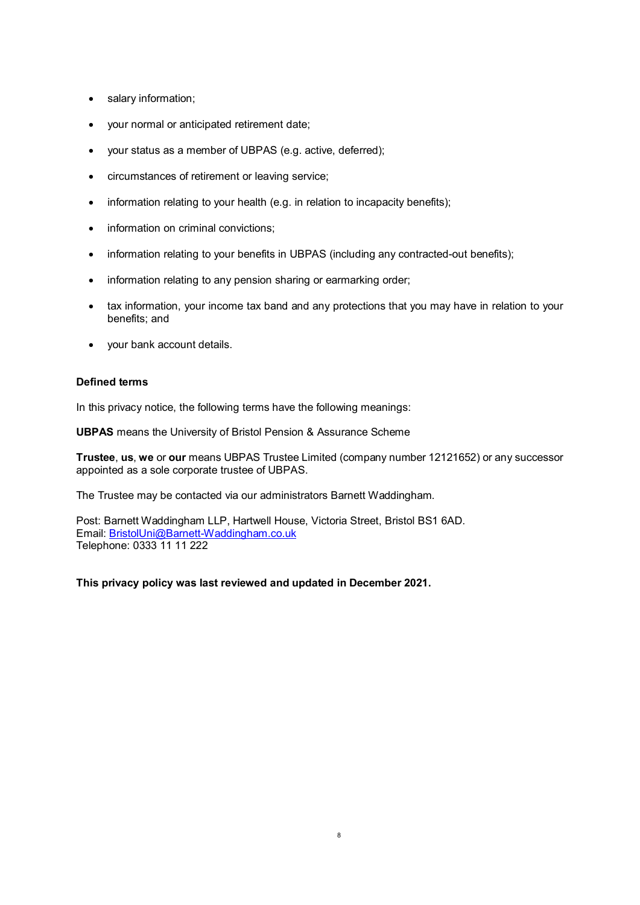- salary information;
- your normal or anticipated retirement date;
- your status as a member of UBPAS (e.g. active, deferred);
- circumstances of retirement or leaving service;
- information relating to your health (e.g. in relation to incapacity benefits);
- information on criminal convictions;
- information relating to your benefits in UBPAS (including any contracted-out benefits);
- information relating to any pension sharing or earmarking order;
- tax information, your income tax band and any protections that you may have in relation to your benefits; and
- your bank account details.

**Defined terms**

In this privacy notice, the following terms have the following meanings:

**UBPAS** means the University of Bristol Pension & Assurance Scheme

**Trustee**, **us**, **we** or **our** means UBPAS Trustee Limited (company number 12121652) or any successor appointed as a sole corporate trustee of UBPAS.

The Trustee may be contacted via our administrators Barnett Waddingham.

Post: Barnett Waddingham LLP, Hartwell House, Victoria Street, Bristol BS1 6AD.
Email: BristolUni@Barnett-Waddingham.co.uk
Telephone: 0333 11 11 222

**This privacy policy was last reviewed and updated in December 2021.**